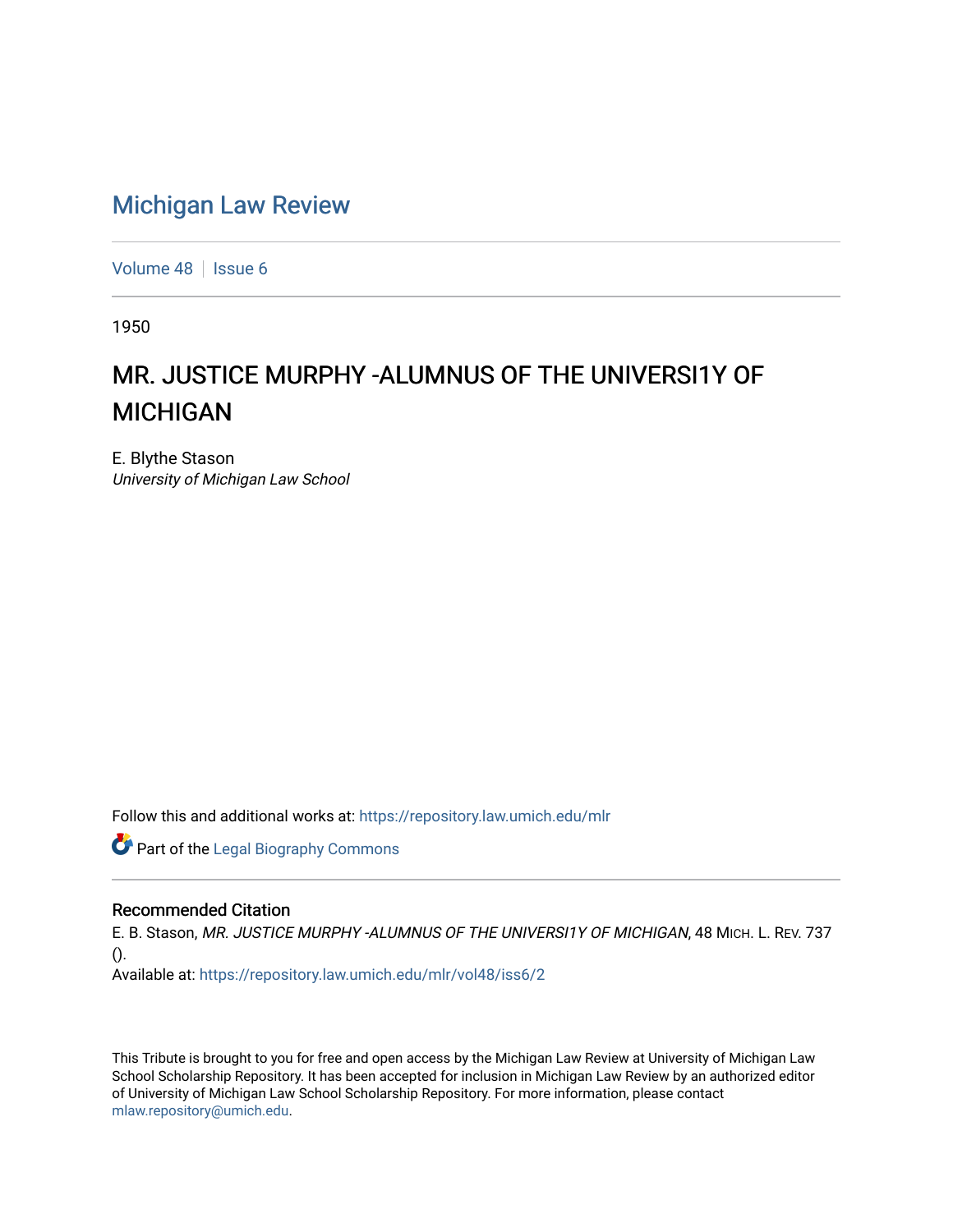# Michigan Law Review

Volume 48 | Issue 6

1950

## MR. JUSTICE MURPHY -ALUMNUS OF THE UNIVERSI1Y OF MICHIGAN

E. Blythe Stason
*University of Michigan Law School*

Follow this and additional works at: https://repository.law.umich.edu/mlr

Part of the Legal Biography Commons

### Recommended Citation

E. B. Stason, *MR. JUSTICE MURPHY -ALUMNUS OF THE UNIVERSI1Y OF MICHIGAN*, 48 MICH. L. REV. 737 ().
Available at: https://repository.law.umich.edu/mlr/vol48/iss6/2

This Tribute is brought to you for free and open access by the Michigan Law Review at University of Michigan Law School Scholarship Repository. It has been accepted for inclusion in Michigan Law Review by an authorized editor of University of Michigan Law School Scholarship Repository. For more information, please contact mlaw.repository@umich.edu.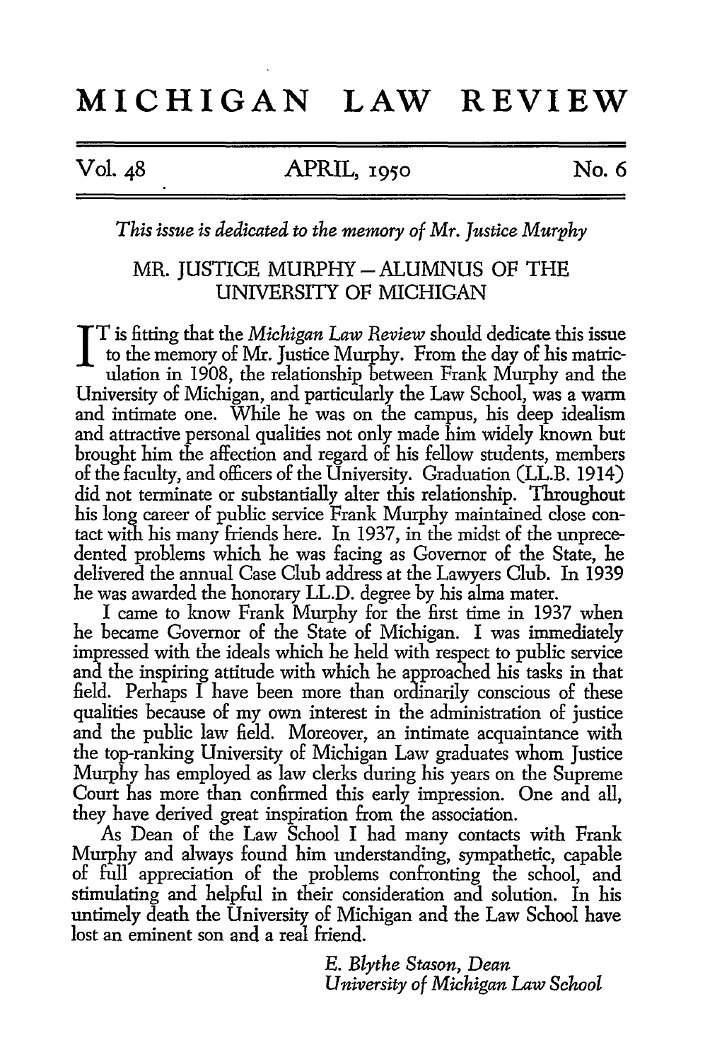# MICHIGAN LAW REVIEW

Vol. 48 APRIL, 1950 No. 6

*This issue is dedicated to the memory of Mr. Justice Murphy*

## MR. JUSTICE MURPHY—ALUMNUS OF THE UNIVERSITY OF MICHIGAN

IT is fitting that the *Michigan Law Review* should dedicate this issue to the memory of Mr. Justice Murphy. From the day of his matriculation in 1908, the relationship between Frank Murphy and the University of Michigan, and particularly the Law School, was a warm and intimate one. While he was on the campus, his deep idealism and attractive personal qualities not only made him widely known but brought him the affection and regard of his fellow students, members of the faculty, and officers of the University. Graduation (LL.B. 1914) did not terminate or substantially alter this relationship. Throughout his long career of public service Frank Murphy maintained close contact with his many friends here. In 1937, in the midst of the unprecedented problems which he was facing as Governor of the State, he delivered the annual Case Club address at the Lawyers Club. In 1939 he was awarded the honorary LL.D. degree by his alma mater.

I came to know Frank Murphy for the first time in 1937 when he became Governor of the State of Michigan. I was immediately impressed with the ideals which he held with respect to public service and the inspiring attitude with which he approached his tasks in that field. Perhaps I have been more than ordinarily conscious of these qualities because of my own interest in the administration of justice and the public law field. Moreover, an intimate acquaintance with the top-ranking University of Michigan Law graduates whom Justice Murphy has employed as law clerks during his years on the Supreme Court has more than confirmed this early impression. One and all, they have derived great inspiration from the association.

As Dean of the Law School I had many contacts with Frank Murphy and always found him understanding, sympathetic, capable of full appreciation of the problems confronting the school, and stimulating and helpful in their consideration and solution. In his untimely death the University of Michigan and the Law School have lost an eminent son and a real friend.

*E. Blythe Stason, Dean*
*University of Michigan Law School*